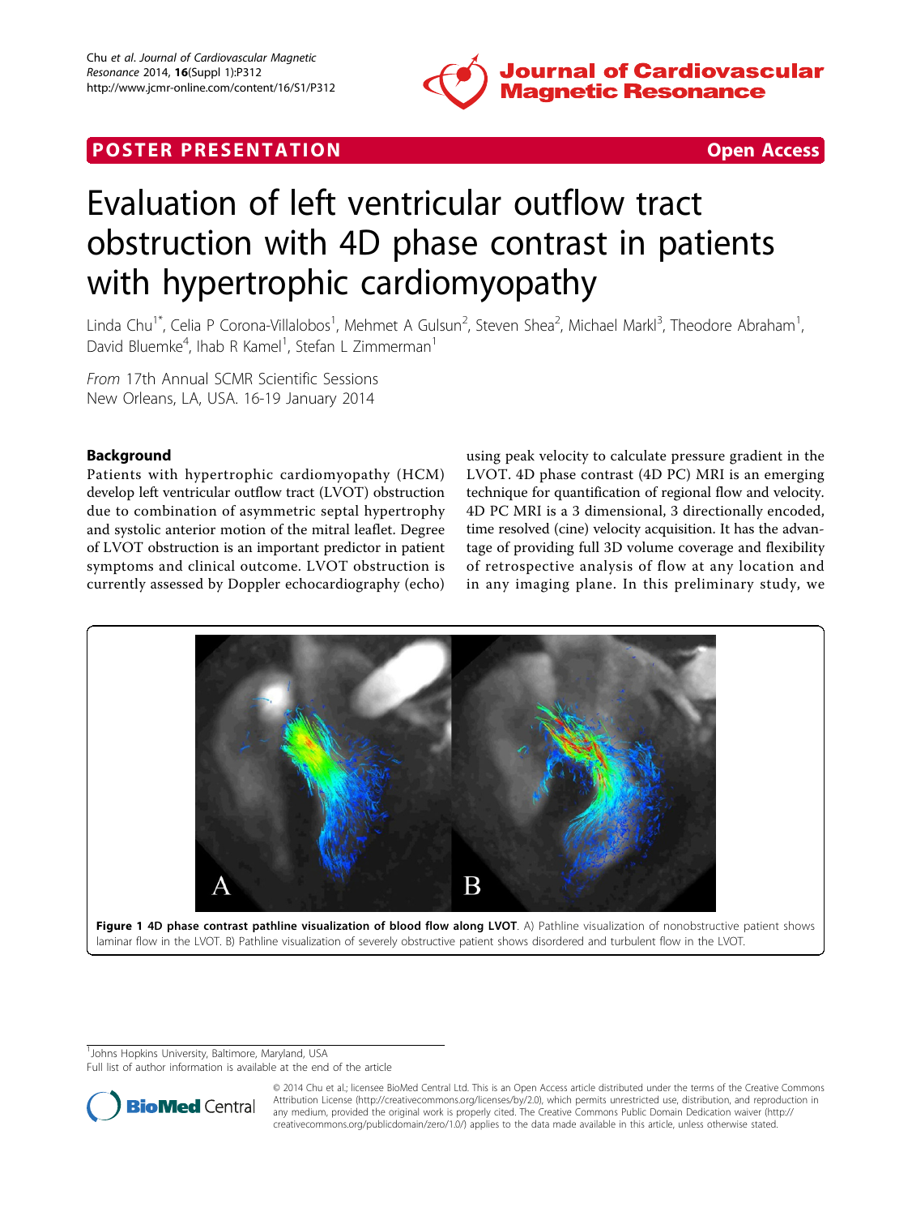POSTER PRESENTATION — Open Access

# Evaluation of left ventricular outflow tract obstruction with 4D phase contrast in patients with hypertrophic cardiomyopathy

Linda Chu[1*], Celia P Corona-Villalobos[1], Mehmet A Gulsun[2], Steven Shea[2], Michael Markl[3], Theodore Abraham[1], David Bluemke[4], Ihab R Kamel[1], Stefan L Zimmerman[1]

*From* 17th Annual SCMR Scientific Sessions
New Orleans, LA, USA. 16-19 January 2014

## Background

Patients with hypertrophic cardiomyopathy (HCM) develop left ventricular outflow tract (LVOT) obstruction due to combination of asymmetric septal hypertrophy and systolic anterior motion of the mitral leaflet. Degree of LVOT obstruction is an important predictor in patient symptoms and clinical outcome. LVOT obstruction is currently assessed by Doppler echocardiography (echo) using peak velocity to calculate pressure gradient in the LVOT. 4D phase contrast (4D PC) MRI is an emerging technique for quantification of regional flow and velocity. 4D PC MRI is a 3 dimensional, 3 directionally encoded, time resolved (cine) velocity acquisition. It has the advantage of providing full 3D volume coverage and flexibility of retrospective analysis of flow at any location and in any imaging plane. In this preliminary study, we

**Figure 1 4D phase contrast pathline visualization of blood flow along LVOT**. A) Pathline visualization of nonobstructive patient shows laminar flow in the LVOT. B) Pathline visualization of severely obstructive patient shows disordered and turbulent flow in the LVOT.

[1]Johns Hopkins University, Baltimore, Maryland, USA
Full list of author information is available at the end of the article

© 2014 Chu et al.; licensee BioMed Central Ltd. This is an Open Access article distributed under the terms of the Creative Commons Attribution License (http://creativecommons.org/licenses/by/2.0), which permits unrestricted use, distribution, and reproduction in any medium, provided the original work is properly cited. The Creative Commons Public Domain Dedication waiver (http://creativecommons.org/publicdomain/zero/1.0/) applies to the data made available in this article, unless otherwise stated.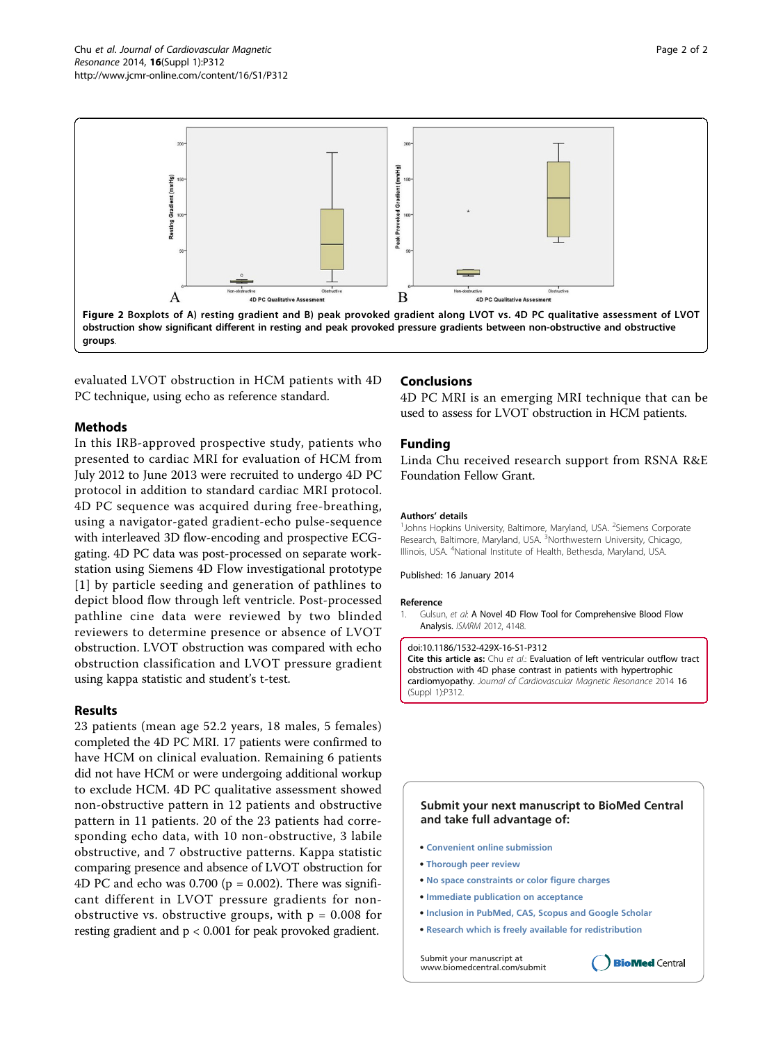A

Resting Gradient (mmHg)

200
150
100
50
0

Non-obstructive
Obstructive

4D PC Qualitative Assesment

B

Peak Provoked Gradient (mmHg)

200
150
100
50
0

Non-obstructive
Obstructive

4D PC Qualitative Assesment

**Figure 2 Boxplots of A) resting gradient and B) peak provoked gradient along LVOT vs. 4D PC qualitative assessment of LVOT obstruction show significant different in resting and peak provoked pressure gradients between non-obstructive and obstructive groups.**

evaluated LVOT obstruction in HCM patients with 4D PC technique, using echo as reference standard.

## Methods

In this IRB-approved prospective study, patients who presented to cardiac MRI for evaluation of HCM from July 2012 to June 2013 were recruited to undergo 4D PC protocol in addition to standard cardiac MRI protocol. 4D PC sequence was acquired during free-breathing, using a navigator-gated gradient-echo pulse-sequence with interleaved 3D flow-encoding and prospective ECG-gating. 4D PC data was post-processed on separate workstation using Siemens 4D Flow investigational prototype [1] by particle seeding and generation of pathlines to depict blood flow through left ventricle. Post-processed pathline cine data were reviewed by two blinded reviewers to determine presence or absence of LVOT obstruction. LVOT obstruction was compared with echo obstruction classification and LVOT pressure gradient using kappa statistic and student's t-test.

## Results

23 patients (mean age 52.2 years, 18 males, 5 females) completed the 4D PC MRI. 17 patients were confirmed to have HCM on clinical evaluation. Remaining 6 patients did not have HCM or were undergoing additional workup to exclude HCM. 4D PC qualitative assessment showed non-obstructive pattern in 12 patients and obstructive pattern in 11 patients. 20 of the 23 patients had corresponding echo data, with 10 non-obstructive, 3 labile obstructive, and 7 obstructive patterns. Kappa statistic comparing presence and absence of LVOT obstruction for 4D PC and echo was 0.700 ($p = 0.002$). There was significant different in LVOT pressure gradients for non-obstructive vs. obstructive groups, with $p = 0.008$ for resting gradient and $p < 0.001$ for peak provoked gradient.

## Conclusions

4D PC MRI is an emerging MRI technique that can be used to assess for LVOT obstruction in HCM patients.

## Funding

Linda Chu received research support from RSNA R&E Foundation Fellow Grant.

### Authors' details

[1]Johns Hopkins University, Baltimore, Maryland, USA. [2]Siemens Corporate Research, Baltimore, Maryland, USA. [3]Northwestern University, Chicago, Illinois, USA. [4]National Institute of Health, Bethesda, Maryland, USA.

Published: 16 January 2014

### Reference

1. Gulsun, *et al*: A Novel 4D Flow Tool for Comprehensive Blood Flow Analysis. *ISMRM* 2012, 4148.

doi:10.1186/1532-429X-16-S1-P312

**Cite this article as:** Chu *et al.*: Evaluation of left ventricular outflow tract obstruction with 4D phase contrast in patients with hypertrophic cardiomyopathy. *Journal of Cardiovascular Magnetic Resonance* 2014 16 (Suppl 1):P312.

**Submit your next manuscript to BioMed Central and take full advantage of:**

- Convenient online submission
- Thorough peer review
- No space constraints or color figure charges
- Immediate publication on acceptance
- Inclusion in PubMed, CAS, Scopus and Google Scholar
- Research which is freely available for redistribution

Submit your manuscript at www.biomedcentral.com/submit

BioMed Central